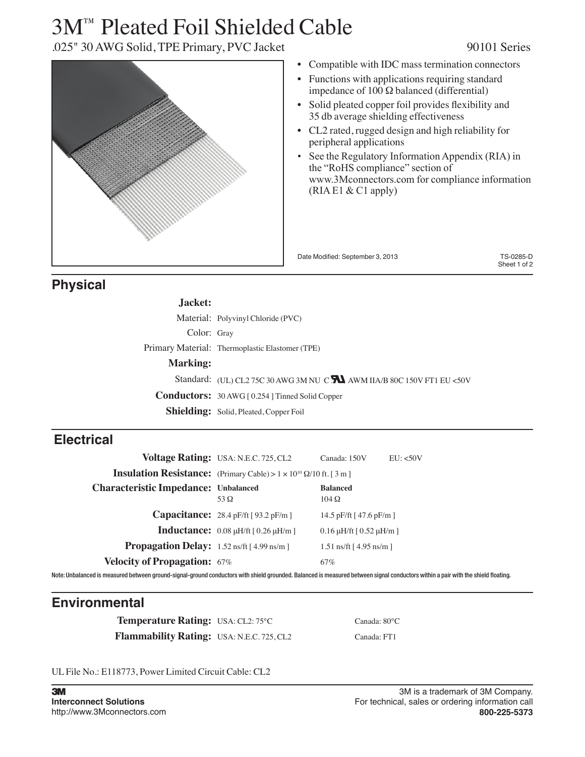# 3M™ Pleated Foil Shielded Cable

.025" 30 AWG Solid, TPE Primary, PVC Jacket

90101 Series

- Compatible with IDC mass termination connectors
- Functions with applications requiring standard impedance of 100 Ω balanced (differential)
- Solid pleated copper foil provides flexibility and 35 db average shielding effectiveness
- CL2 rated, rugged design and high reliability for peripheral applications
- See the Regulatory Information Appendix (RIA) in the "RoHS compliance" section of www.3Mconnectors.com for compliance information (RIA E1 & C1 apply)

Date Modified: September 3, 2013

TS-0285-D

## Physical

**Jacket:**

| | |
|---|---|
| Material: | Polyvinyl Chloride (PVC) |
| Color: | Gray |
| Primary Material: | Thermoplastic Elastomer (TPE) |

**Marking:**

| | |
|---|---|
| Standard: | (UL) CL2 75C 30 AWG 3M NU C RU AWM IIA/B 80C 150V FT1 EU <50V |
| **Conductors:** | 30 AWG [ 0.254 ] Tinned Solid Copper |
| **Shielding:** | Solid, Pleated, Copper Foil |

## Electrical

| | | | |
|---|---|---|---|
| **Voltage Rating:** | USA: N.E.C. 725, CL2 | Canada: 150V | EU: <50V |
| **Insulation Resistance:** | (Primary Cable) > $1 \times 10^{10}$ Ω/10 ft. [ 3 m ] | | |
| **Characteristic Impedance:** | **Unbalanced** 53 Ω | **Balanced** 104 Ω | |
| **Capacitance:** | 28.4 pF/ft [ 93.2 pF/m ] | 14.5 pF/ft [ 47.6 pF/m ] | |
| **Inductance:** | 0.08 μH/ft [ 0.26 μH/m ] | 0.16 μH/ft [ 0.52 μH/m ] | |
| **Propagation Delay:** | 1.52 ns/ft [ 4.99 ns/m ] | 1.51 ns/ft [ 4.95 ns/m ] | |
| **Velocity of Propagation:** | 67% | 67% | |

Note: Unbalanced is measured between ground-signal-ground conductors with shield grounded. Balanced is measured between signal conductors within a pair with the shield floating.

## Environmental

| | | |
|---|---|---|
| **Temperature Rating:** | USA: CL2: 75°C | Canada: 80°C |
| **Flammability Rating:** | USA: N.E.C. 725, CL2 | Canada: FT1 |

UL File No.: E118773, Power Limited Circuit Cable: CL2

**3M**
**Interconnect Solutions**
http://www.3Mconnectors.com

3M is a trademark of 3M Company.
For technical, sales or ordering information call
**800-225-5373**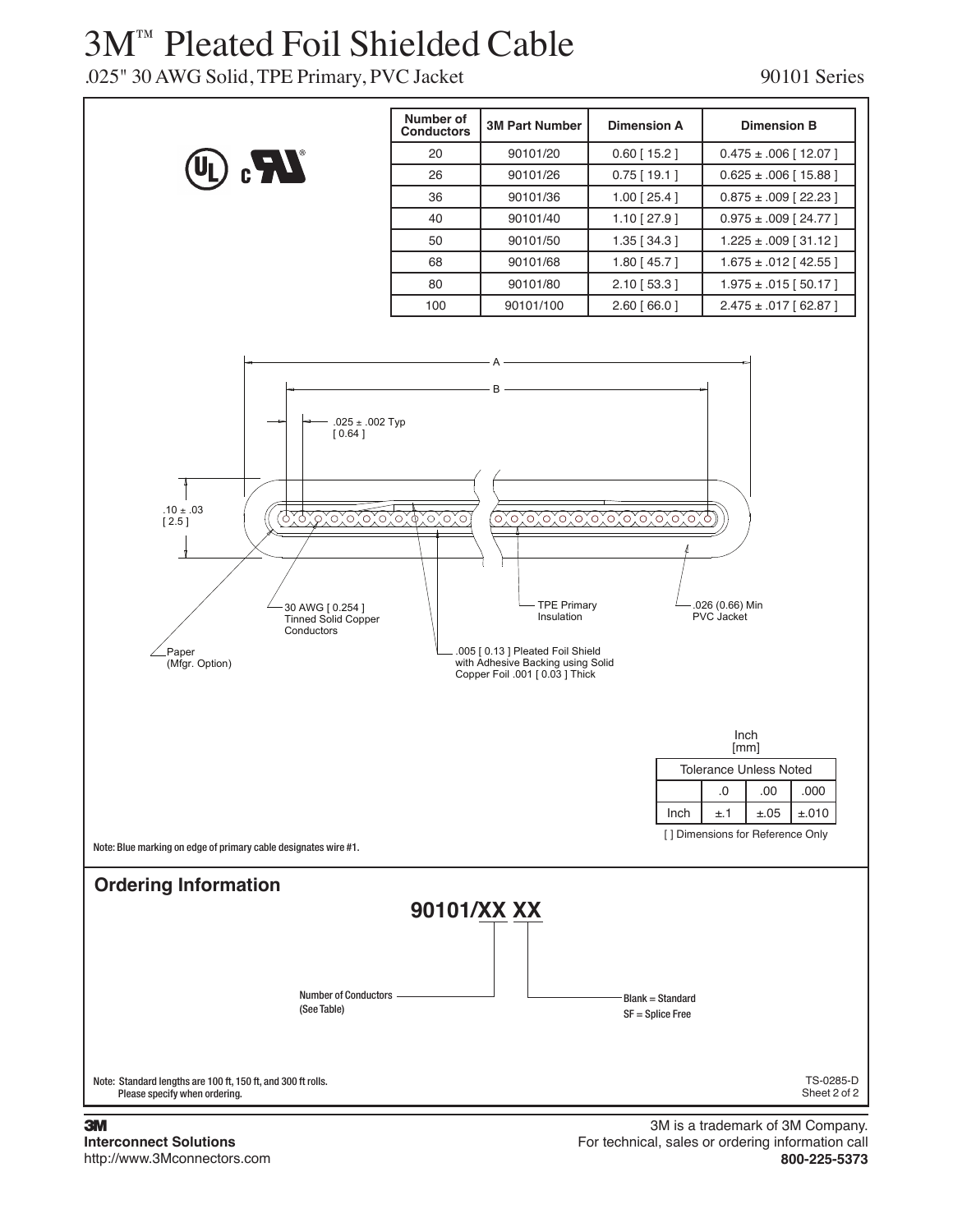# 3M™ Pleated Foil Shielded Cable

.025" 30 AWG Solid, TPE Primary, PVC Jacket

90101 Series

| Number of Conductors | 3M Part Number | Dimension A | Dimension B |
|---|---|---|---|
| 20 | 90101/20 | 0.60 [ 15.2 ] | 0.475 ± .006 [ 12.07 ] |
| 26 | 90101/26 | 0.75 [ 19.1 ] | 0.625 ± .006 [ 15.88 ] |
| 36 | 90101/36 | 1.00 [ 25.4 ] | 0.875 ± .009 [ 22.23 ] |
| 40 | 90101/40 | 1.10 [ 27.9 ] | 0.975 ± .009 [ 24.77 ] |
| 50 | 90101/50 | 1.35 [ 34.3 ] | 1.225 ± .009 [ 31.12 ] |
| 68 | 90101/68 | 1.80 [ 45.7 ] | 1.675 ± .012 [ 42.55 ] |
| 80 | 90101/80 | 2.10 [ 53.3 ] | 1.975 ± .015 [ 50.17 ] |
| 100 | 90101/100 | 2.60 [ 66.0 ] | 2.475 ± .017 [ 62.87 ] |

A

B

.025 ± .002 Typ [ 0.64 ]

.10 ± .03 [ 2.5 ]

30 AWG [ 0.254 ] Tinned Solid Copper Conductors

TPE Primary Insulation

.026 (0.66) Min PVC Jacket

Paper (Mfgr. Option)

.005 [ 0.13 ] Pleated Foil Shield with Adhesive Backing using Solid Copper Foil .001 [ 0.03 ] Thick

Inch [mm]

| Tolerance Unless Noted | | | |
|---|---|---|---|
| | .0 | .00 | .000 |
| Inch | ±.1 | ±.05 | ±.010 |

[ ] Dimensions for Reference Only

Note: Blue marking on edge of primary cable designates wire #1.

## Ordering Information

**90101/XX XX**

Number of Conductors (See Table)

Blank = Standard
SF = Splice Free

Note: Standard lengths are 100 ft, 150 ft, and 300 ft rolls. Please specify when ordering.

TS-0285-D
Sheet 2 of 2

**3M**
**Interconnect Solutions**
http://www.3Mconnectors.com

3M is a trademark of 3M Company.
For technical, sales or ordering information call
**800-225-5373**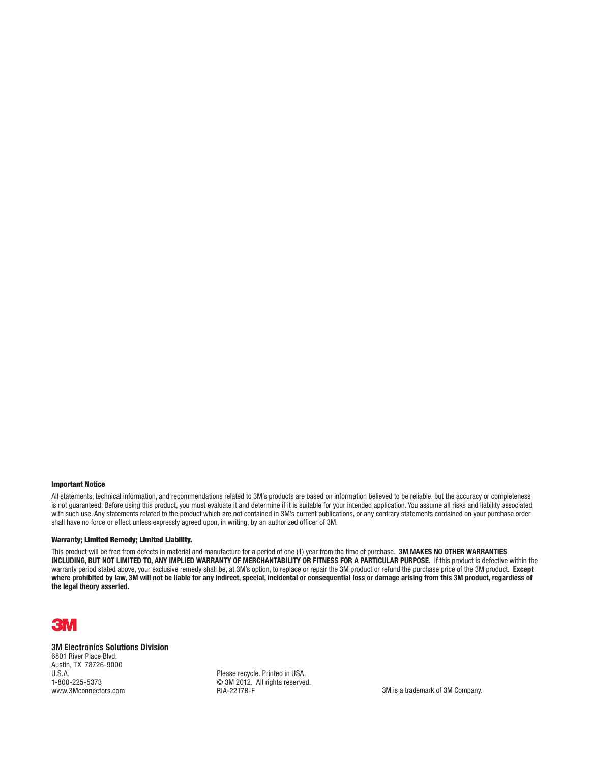**Important Notice**

All statements, technical information, and recommendations related to 3M's products are based on information believed to be reliable, but the accuracy or completeness is not guaranteed. Before using this product, you must evaluate it and determine if it is suitable for your intended application. You assume all risks and liability associated with such use. Any statements related to the product which are not contained in 3M's current publications, or any contrary statements contained on your purchase order shall have no force or effect unless expressly agreed upon, in writing, by an authorized officer of 3M.

**Warranty; Limited Remedy; Limited Liability.**

This product will be free from defects in material and manufacture for a period of one (1) year from the time of purchase. **3M MAKES NO OTHER WARRANTIES INCLUDING, BUT NOT LIMITED TO, ANY IMPLIED WARRANTY OF MERCHANTABILITY OR FITNESS FOR A PARTICULAR PURPOSE.** If this product is defective within the warranty period stated above, your exclusive remedy shall be, at 3M's option, to replace or repair the 3M product or refund the purchase price of the 3M product. **Except where prohibited by law, 3M will not be liable for any indirect, special, incidental or consequential loss or damage arising from this 3M product, regardless of the legal theory asserted.**

3M

**3M Electronics Solutions Division**
6801 River Place Blvd.
Austin, TX 78726-9000
U.S.A.
1-800-225-5373
www.3Mconnectors.com

Please recycle. Printed in USA.
© 3M 2012. All rights reserved.
RIA-2217B-F

3M is a trademark of 3M Company.